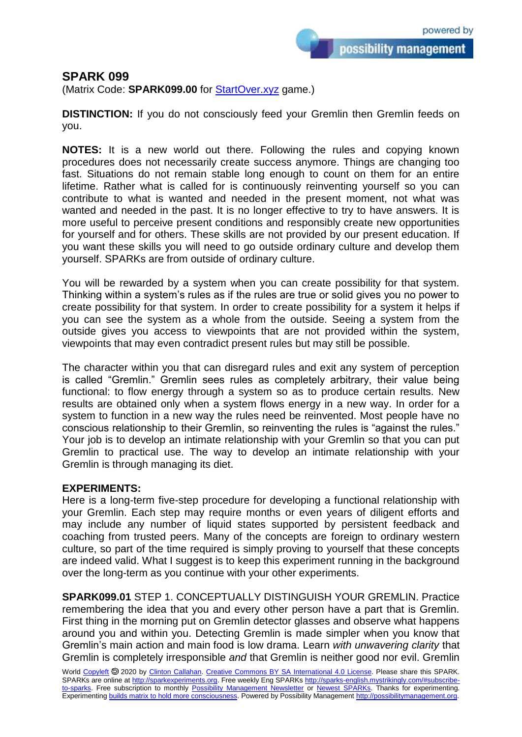# SPARK 099

(Matrix Code: **SPARK099.00** for [StartOver.xyz](StartOver.xyz) game.)

**DISTINCTION:** If you do not consciously feed your Gremlin then Gremlin feeds on you.

**NOTES:** It is a new world out there. Following the rules and copying known procedures does not necessarily create success anymore. Things are changing too fast. Situations do not remain stable long enough to count on them for an entire lifetime. Rather what is called for is continuously reinventing yourself so you can contribute to what is wanted and needed in the present moment, not what was wanted and needed in the past. It is no longer effective to try to have answers. It is more useful to perceive present conditions and responsibly create new opportunities for yourself and for others. These skills are not provided by our present education. If you want these skills you will need to go outside ordinary culture and develop them yourself. SPARKs are from outside of ordinary culture.

You will be rewarded by a system when you can create possibility for that system. Thinking within a system's rules as if the rules are true or solid gives you no power to create possibility for that system. In order to create possibility for a system it helps if you can see the system as a whole from the outside. Seeing a system from the outside gives you access to viewpoints that are not provided within the system, viewpoints that may even contradict present rules but may still be possible.

The character within you that can disregard rules and exit any system of perception is called "Gremlin." Gremlin sees rules as completely arbitrary, their value being functional: to flow energy through a system so as to produce certain results. New results are obtained only when a system flows energy in a new way. In order for a system to function in a new way the rules need be reinvented. Most people have no conscious relationship to their Gremlin, so reinventing the rules is "against the rules." Your job is to develop an intimate relationship with your Gremlin so that you can put Gremlin to practical use. The way to develop an intimate relationship with your Gremlin is through managing its diet.

**EXPERIMENTS:**
Here is a long-term five-step procedure for developing a functional relationship with your Gremlin. Each step may require months or even years of diligent efforts and may include any number of liquid states supported by persistent feedback and coaching from trusted peers. Many of the concepts are foreign to ordinary western culture, so part of the time required is simply proving to yourself that these concepts are indeed valid. What I suggest is to keep this experiment running in the background over the long-term as you continue with your other experiments.

**SPARK099.01** STEP 1. CONCEPTUALLY DISTINGUISH YOUR GREMLIN. Practice remembering the idea that you and every other person have a part that is Gremlin. First thing in the morning put on Gremlin detector glasses and observe what happens around you and within you. Detecting Gremlin is made simpler when you know that Gremlin's main action and main food is low drama. Learn *with unwavering clarity* that Gremlin is completely irresponsible *and* that Gremlin is neither good nor evil. Gremlin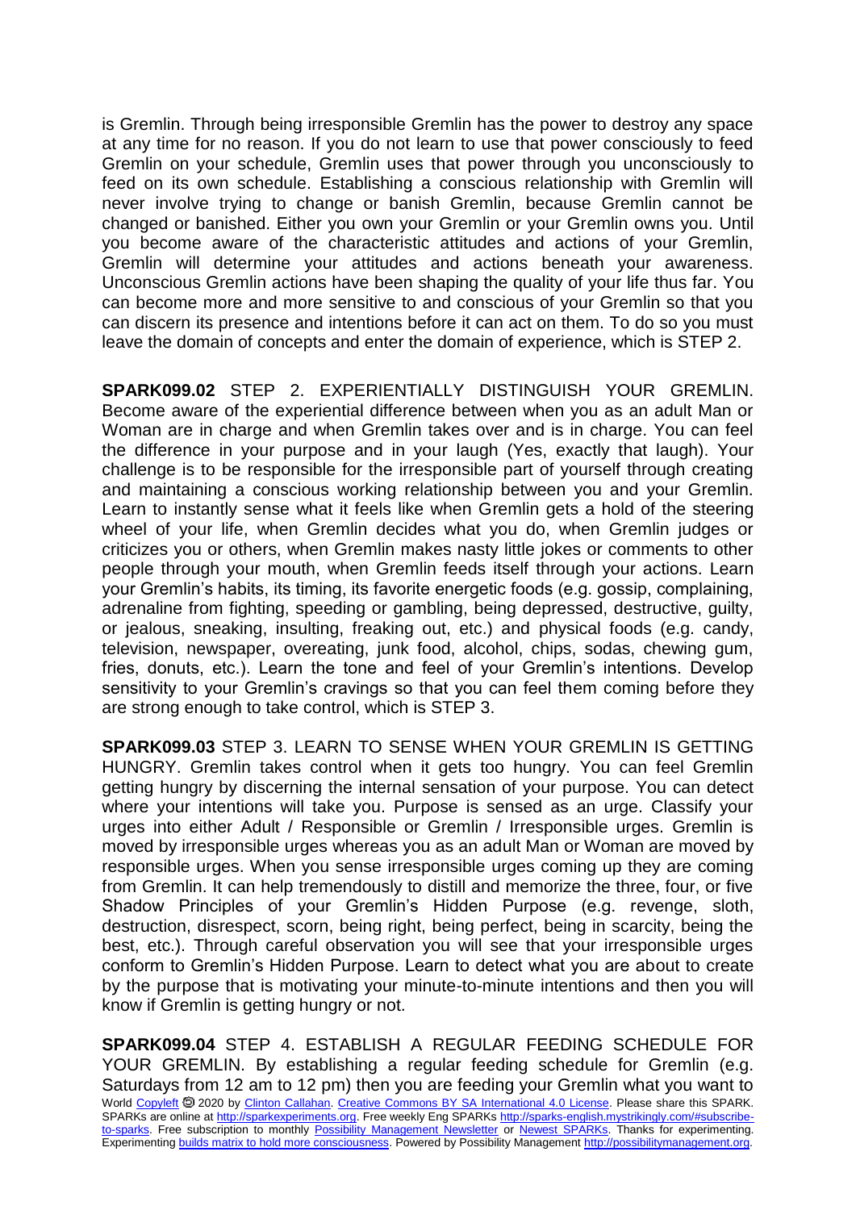is Gremlin. Through being irresponsible Gremlin has the power to destroy any space at any time for no reason. If you do not learn to use that power consciously to feed Gremlin on your schedule, Gremlin uses that power through you unconsciously to feed on its own schedule. Establishing a conscious relationship with Gremlin will never involve trying to change or banish Gremlin, because Gremlin cannot be changed or banished. Either you own your Gremlin or your Gremlin owns you. Until you become aware of the characteristic attitudes and actions of your Gremlin, Gremlin will determine your attitudes and actions beneath your awareness. Unconscious Gremlin actions have been shaping the quality of your life thus far. You can become more and more sensitive to and conscious of your Gremlin so that you can discern its presence and intentions before it can act on them. To do so you must leave the domain of concepts and enter the domain of experience, which is STEP 2.

**SPARK099.02** STEP 2. EXPERIENTIALLY DISTINGUISH YOUR GREMLIN. Become aware of the experiential difference between when you as an adult Man or Woman are in charge and when Gremlin takes over and is in charge. You can feel the difference in your purpose and in your laugh (Yes, exactly that laugh). Your challenge is to be responsible for the irresponsible part of yourself through creating and maintaining a conscious working relationship between you and your Gremlin. Learn to instantly sense what it feels like when Gremlin gets a hold of the steering wheel of your life, when Gremlin decides what you do, when Gremlin judges or criticizes you or others, when Gremlin makes nasty little jokes or comments to other people through your mouth, when Gremlin feeds itself through your actions. Learn your Gremlin's habits, its timing, its favorite energetic foods (e.g. gossip, complaining, adrenaline from fighting, speeding or gambling, being depressed, destructive, guilty, or jealous, sneaking, insulting, freaking out, etc.) and physical foods (e.g. candy, television, newspaper, overeating, junk food, alcohol, chips, sodas, chewing gum, fries, donuts, etc.). Learn the tone and feel of your Gremlin's intentions. Develop sensitivity to your Gremlin's cravings so that you can feel them coming before they are strong enough to take control, which is STEP 3.

**SPARK099.03** STEP 3. LEARN TO SENSE WHEN YOUR GREMLIN IS GETTING HUNGRY. Gremlin takes control when it gets too hungry. You can feel Gremlin getting hungry by discerning the internal sensation of your purpose. You can detect where your intentions will take you. Purpose is sensed as an urge. Classify your urges into either Adult / Responsible or Gremlin / Irresponsible urges. Gremlin is moved by irresponsible urges whereas you as an adult Man or Woman are moved by responsible urges. When you sense irresponsible urges coming up they are coming from Gremlin. It can help tremendously to distill and memorize the three, four, or five Shadow Principles of your Gremlin's Hidden Purpose (e.g. revenge, sloth, destruction, disrespect, scorn, being right, being perfect, being in scarcity, being the best, etc.). Through careful observation you will see that your irresponsible urges conform to Gremlin's Hidden Purpose. Learn to detect what you are about to create by the purpose that is motivating your minute-to-minute intentions and then you will know if Gremlin is getting hungry or not.

**SPARK099.04** STEP 4. ESTABLISH A REGULAR FEEDING SCHEDULE FOR YOUR GREMLIN. By establishing a regular feeding schedule for Gremlin (e.g. Saturdays from 12 am to 12 pm) then you are feeding your Gremlin what you want to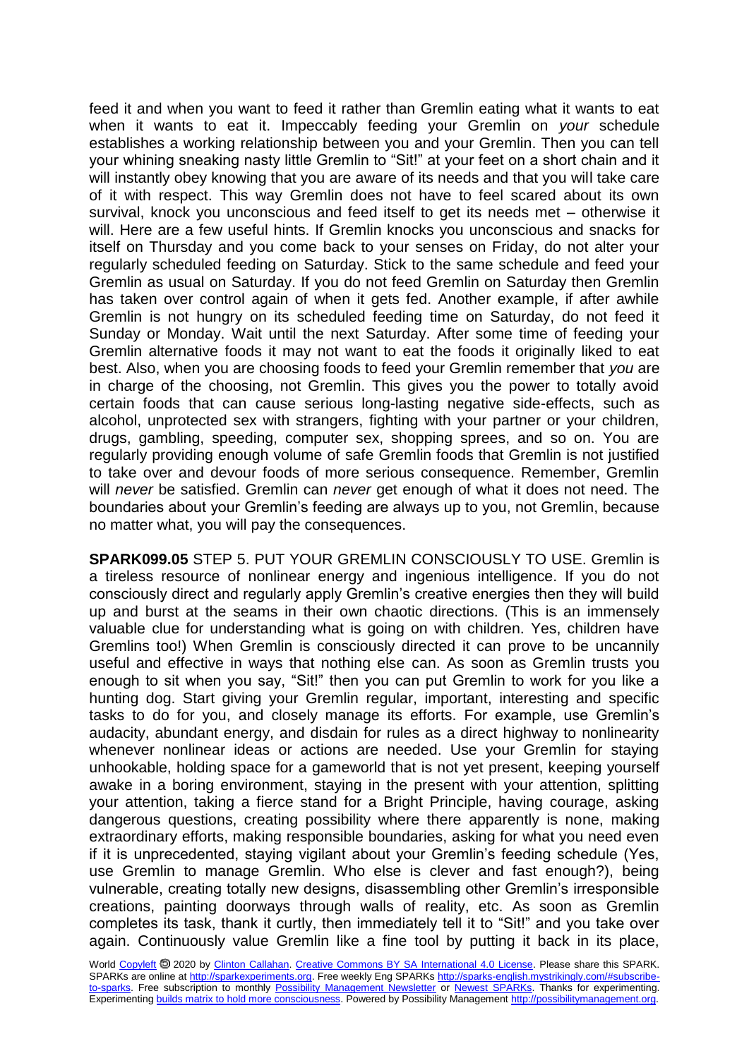feed it and when you want to feed it rather than Gremlin eating what it wants to eat when it wants to eat it. Impeccably feeding your Gremlin on *your* schedule establishes a working relationship between you and your Gremlin. Then you can tell your whining sneaking nasty little Gremlin to "Sit!" at your feet on a short chain and it will instantly obey knowing that you are aware of its needs and that you will take care of it with respect. This way Gremlin does not have to feel scared about its own survival, knock you unconscious and feed itself to get its needs met – otherwise it will. Here are a few useful hints. If Gremlin knocks you unconscious and snacks for itself on Thursday and you come back to your senses on Friday, do not alter your regularly scheduled feeding on Saturday. Stick to the same schedule and feed your Gremlin as usual on Saturday. If you do not feed Gremlin on Saturday then Gremlin has taken over control again of when it gets fed. Another example, if after awhile Gremlin is not hungry on its scheduled feeding time on Saturday, do not feed it Sunday or Monday. Wait until the next Saturday. After some time of feeding your Gremlin alternative foods it may not want to eat the foods it originally liked to eat best. Also, when you are choosing foods to feed your Gremlin remember that *you* are in charge of the choosing, not Gremlin. This gives you the power to totally avoid certain foods that can cause serious long-lasting negative side-effects, such as alcohol, unprotected sex with strangers, fighting with your partner or your children, drugs, gambling, speeding, computer sex, shopping sprees, and so on. You are regularly providing enough volume of safe Gremlin foods that Gremlin is not justified to take over and devour foods of more serious consequence. Remember, Gremlin will *never* be satisfied. Gremlin can *never* get enough of what it does not need. The boundaries about your Gremlin's feeding are always up to you, not Gremlin, because no matter what, you will pay the consequences.

**SPARK099.05** STEP 5. PUT YOUR GREMLIN CONSCIOUSLY TO USE. Gremlin is a tireless resource of nonlinear energy and ingenious intelligence. If you do not consciously direct and regularly apply Gremlin's creative energies then they will build up and burst at the seams in their own chaotic directions. (This is an immensely valuable clue for understanding what is going on with children. Yes, children have Gremlins too!) When Gremlin is consciously directed it can prove to be uncannily useful and effective in ways that nothing else can. As soon as Gremlin trusts you enough to sit when you say, "Sit!" then you can put Gremlin to work for you like a hunting dog. Start giving your Gremlin regular, important, interesting and specific tasks to do for you, and closely manage its efforts. For example, use Gremlin's audacity, abundant energy, and disdain for rules as a direct highway to nonlinearity whenever nonlinear ideas or actions are needed. Use your Gremlin for staying unhookable, holding space for a gameworld that is not yet present, keeping yourself awake in a boring environment, staying in the present with your attention, splitting your attention, taking a fierce stand for a Bright Principle, having courage, asking dangerous questions, creating possibility where there apparently is none, making extraordinary efforts, making responsible boundaries, asking for what you need even if it is unprecedented, staying vigilant about your Gremlin's feeding schedule (Yes, use Gremlin to manage Gremlin. Who else is clever and fast enough?), being vulnerable, creating totally new designs, disassembling other Gremlin's irresponsible creations, painting doorways through walls of reality, etc. As soon as Gremlin completes its task, thank it curtly, then immediately tell it to "Sit!" and you take over again. Continuously value Gremlin like a fine tool by putting it back in its place,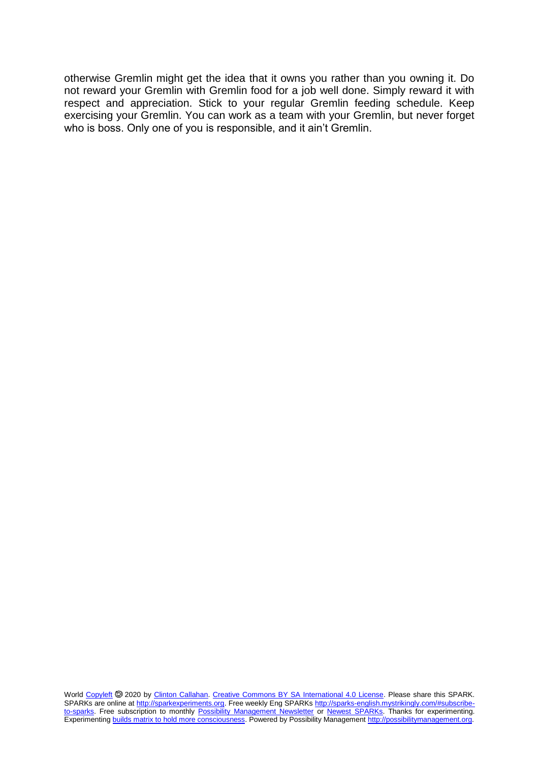otherwise Gremlin might get the idea that it owns you rather than you owning it. Do not reward your Gremlin with Gremlin food for a job well done. Simply reward it with respect and appreciation. Stick to your regular Gremlin feeding schedule. Keep exercising your Gremlin. You can work as a team with your Gremlin, but never forget who is boss. Only one of you is responsible, and it ain't Gremlin.

World [Copyleft](Copyleft) 🄯 2020 by [Clinton Callahan](Clinton Callahan). [Creative Commons BY SA International 4.0 License](Creative Commons BY SA International 4.0 License). Please share this SPARK. SPARKs are online at [http://sparkexperiments.org](http://sparkexperiments.org). Free weekly Eng SPARKs [http://sparks-english.mystrikingly.com/#subscribe-to-sparks](http://sparks-english.mystrikingly.com/#subscribe-to-sparks). Free subscription to monthly [Possibility Management Newsletter](Possibility Management Newsletter) or [Newest SPARKs](Newest SPARKs). Thanks for experimenting. Experimenting [builds matrix to hold more consciousness](builds matrix to hold more consciousness). Powered by Possibility Management [http://possibilitymanagement.org](http://possibilitymanagement.org).